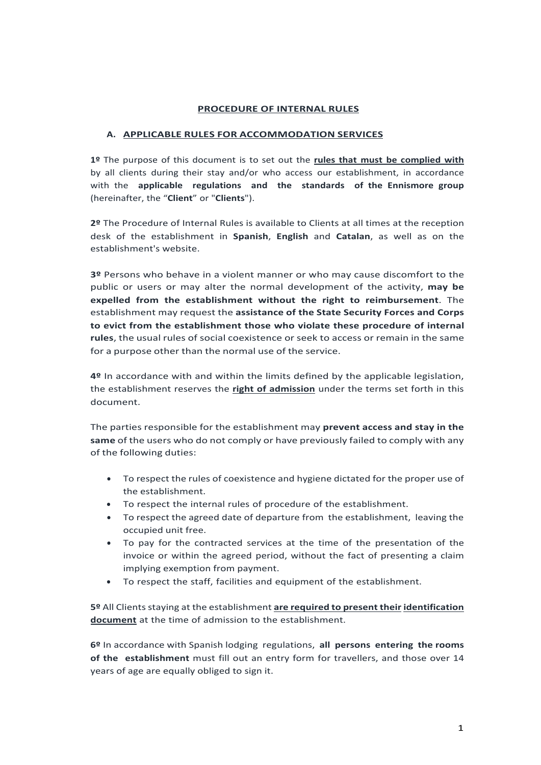# PROCEDURE OF INTERNAL RULES

## A. APPLICABLE RULES FOR ACCOMMODATION SERVICES

**1º** The purpose of this document is to set out the **rules that must be complied with** by all clients during their stay and/or who access our establishment, in accordance with the **applicable regulations and the standards of the Ennismore group** (hereinafter, the "**Client**" or "**Clients**").

**2º** The Procedure of Internal Rules is available to Clients at all times at the reception desk of the establishment in **Spanish**, **English** and **Catalan**, as well as on the establishment's website.

**3º** Persons who behave in a violent manner or who may cause discomfort to the public or users or may alter the normal development of the activity, **may be expelled from the establishment without the right to reimbursement**. The establishment may request the **assistance of the State Security Forces and Corps to evict from the establishment those who violate these procedure of internal rules**, the usual rules of social coexistence or seek to access or remain in the same for a purpose other than the normal use of the service.

**4º** In accordance with and within the limits defined by the applicable legislation, the establishment reserves the **right of admission** under the terms set forth in this document.

The parties responsible for the establishment may **prevent access and stay in the same** of the users who do not comply or have previously failed to comply with any of the following duties:

- To respect the rules of coexistence and hygiene dictated for the proper use of the establishment.
- To respect the internal rules of procedure of the establishment.
- To respect the agreed date of departure from the establishment, leaving the occupied unit free.
- To pay for the contracted services at the time of the presentation of the invoice or within the agreed period, without the fact of presenting a claim implying exemption from payment.
- To respect the staff, facilities and equipment of the establishment.

**5º** All Clients staying at the establishment **are required to present their identification document** at the time of admission to the establishment.

**6º** In accordance with Spanish lodging regulations, **all persons entering the rooms of the establishment** must fill out an entry form for travellers, and those over 14 years of age are equally obliged to sign it.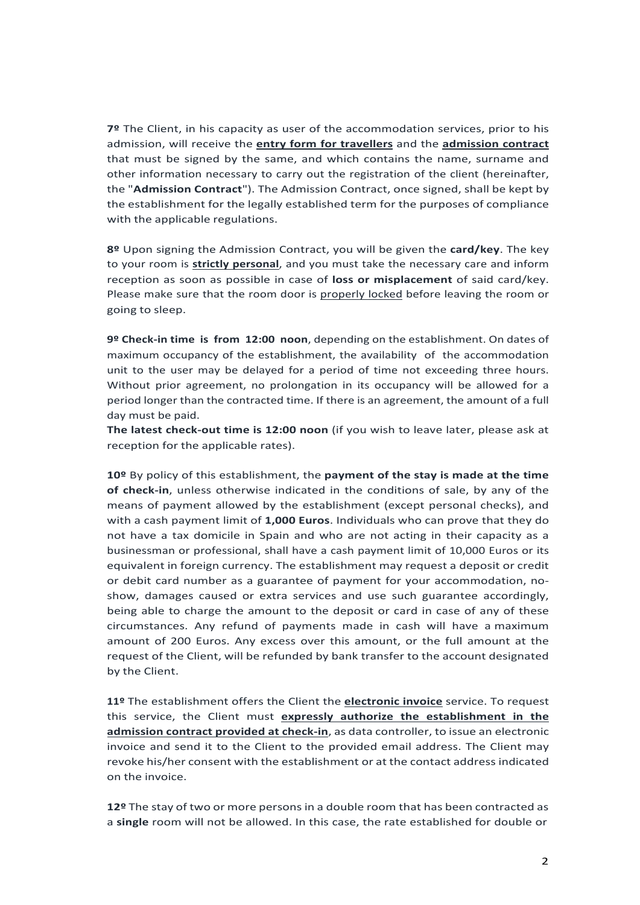**7º** The Client, in his capacity as user of the accommodation services, prior to his admission, will receive the **entry form for travellers** and the **admission contract** that must be signed by the same, and which contains the name, surname and other information necessary to carry out the registration of the client (hereinafter, the "**Admission Contract**"). The Admission Contract, once signed, shall be kept by the establishment for the legally established term for the purposes of compliance with the applicable regulations.

**8º** Upon signing the Admission Contract, you will be given the **card/key**. The key to your room is **strictly personal**, and you must take the necessary care and inform reception as soon as possible in case of **loss or misplacement** of said card/key. Please make sure that the room door is properly locked before leaving the room or going to sleep.

**9º Check-in time is from 12:00 noon**, depending on the establishment. On dates of maximum occupancy of the establishment, the availability of the accommodation unit to the user may be delayed for a period of time not exceeding three hours. Without prior agreement, no prolongation in its occupancy will be allowed for a period longer than the contracted time. If there is an agreement, the amount of a full day must be paid.

**The latest check-out time is 12:00 noon** (if you wish to leave later, please ask at reception for the applicable rates).

**10º** By policy of this establishment, the **payment of the stay is made at the time of check-in**, unless otherwise indicated in the conditions of sale, by any of the means of payment allowed by the establishment (except personal checks), and with a cash payment limit of **1,000 Euros**. Individuals who can prove that they do not have a tax domicile in Spain and who are not acting in their capacity as a businessman or professional, shall have a cash payment limit of 10,000 Euros or its equivalent in foreign currency. The establishment may request a deposit or credit or debit card number as a guarantee of payment for your accommodation, no-show, damages caused or extra services and use such guarantee accordingly, being able to charge the amount to the deposit or card in case of any of these circumstances. Any refund of payments made in cash will have a maximum amount of 200 Euros. Any excess over this amount, or the full amount at the request of the Client, will be refunded by bank transfer to the account designated by the Client.

**11º** The establishment offers the Client the **electronic invoice** service. To request this service, the Client must **expressly authorize the establishment in the admission contract provided at check-in**, as data controller, to issue an electronic invoice and send it to the Client to the provided email address. The Client may revoke his/her consent with the establishment or at the contact address indicated on the invoice.

**12º** The stay of two or more persons in a double room that has been contracted as a **single** room will not be allowed. In this case, the rate established for double or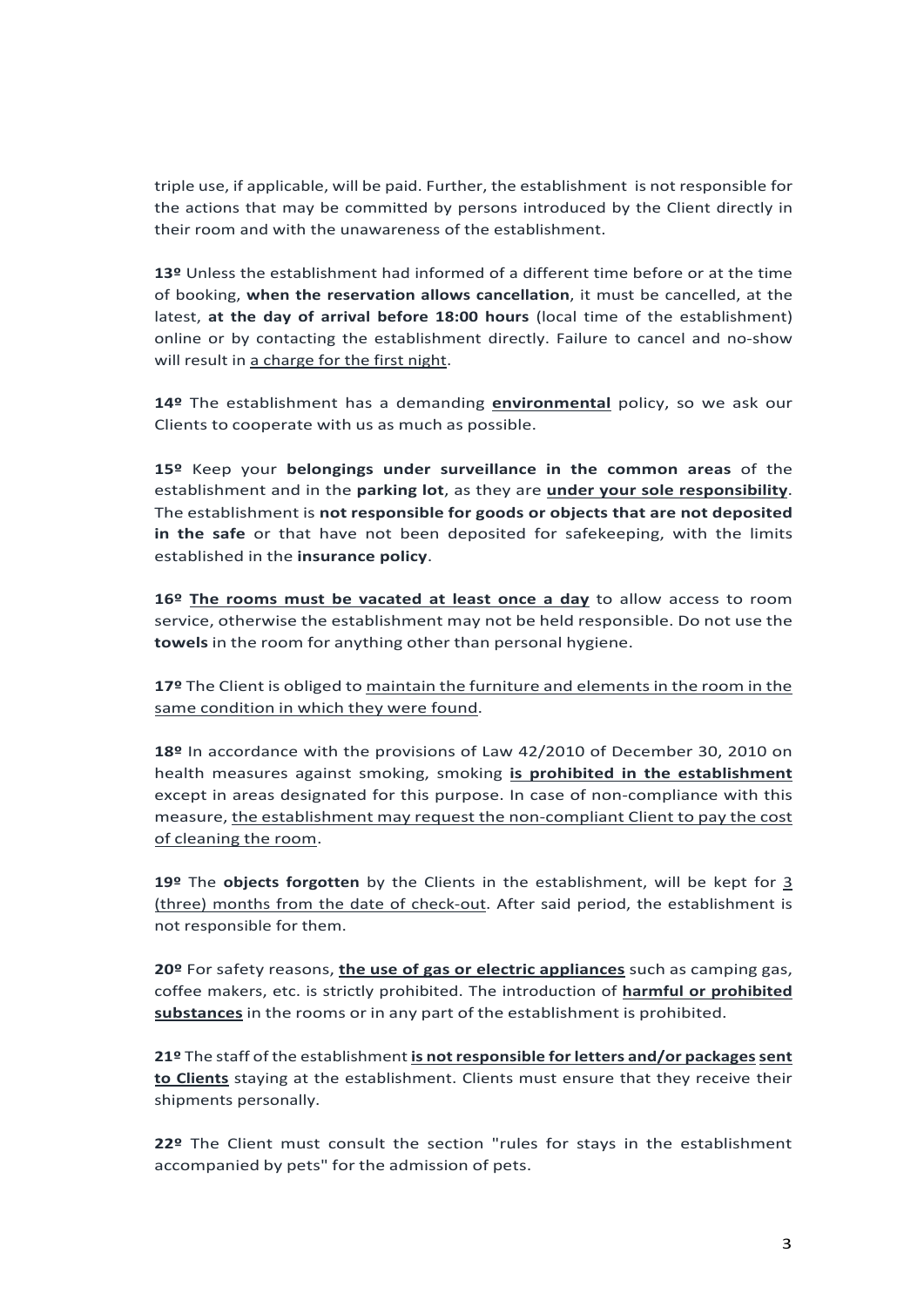triple use, if applicable, will be paid. Further, the establishment is not responsible for the actions that may be committed by persons introduced by the Client directly in their room and with the unawareness of the establishment.

**13º** Unless the establishment had informed of a different time before or at the time of booking, **when the reservation allows cancellation**, it must be cancelled, at the latest, **at the day of arrival before 18:00 hours** (local time of the establishment) online or by contacting the establishment directly. Failure to cancel and no-show will result in <u>a charge for the first night</u>.

**14º** The establishment has a demanding **<u>environmental</u>** policy, so we ask our Clients to cooperate with us as much as possible.

**15º** Keep your **belongings under surveillance in the common areas** of the establishment and in the **parking lot**, as they are **<u>under your sole responsibility</u>**. The establishment is **not responsible for goods or objects that are not deposited in the safe** or that have not been deposited for safekeeping, with the limits established in the **insurance policy**.

**16º** **<u>The rooms must be vacated at least once a day</u>** to allow access to room service, otherwise the establishment may not be held responsible. Do not use the **towels** in the room for anything other than personal hygiene.

**17º** The Client is obliged to <u>maintain the furniture and elements in the room in the same condition in which they were found</u>.

**18º** In accordance with the provisions of Law 42/2010 of December 30, 2010 on health measures against smoking, smoking **<u>is prohibited in the establishment</u>** except in areas designated for this purpose. In case of non-compliance with this measure, <u>the establishment may request the non-compliant Client to pay the cost of cleaning the room</u>.

**19º** The **objects forgotten** by the Clients in the establishment, will be kept for <u>3 (three) months from the date of check-out</u>. After said period, the establishment is not responsible for them.

**20º** For safety reasons, **<u>the use of gas or electric appliances</u>** such as camping gas, coffee makers, etc. is strictly prohibited. The introduction of **<u>harmful or prohibited substances</u>** in the rooms or in any part of the establishment is prohibited.

**21º** The staff of the establishment **<u>is not responsible for letters and/or packages</u> <u>sent to Clients</u>** staying at the establishment. Clients must ensure that they receive their shipments personally.

**22º** The Client must consult the section "rules for stays in the establishment accompanied by pets" for the admission of pets.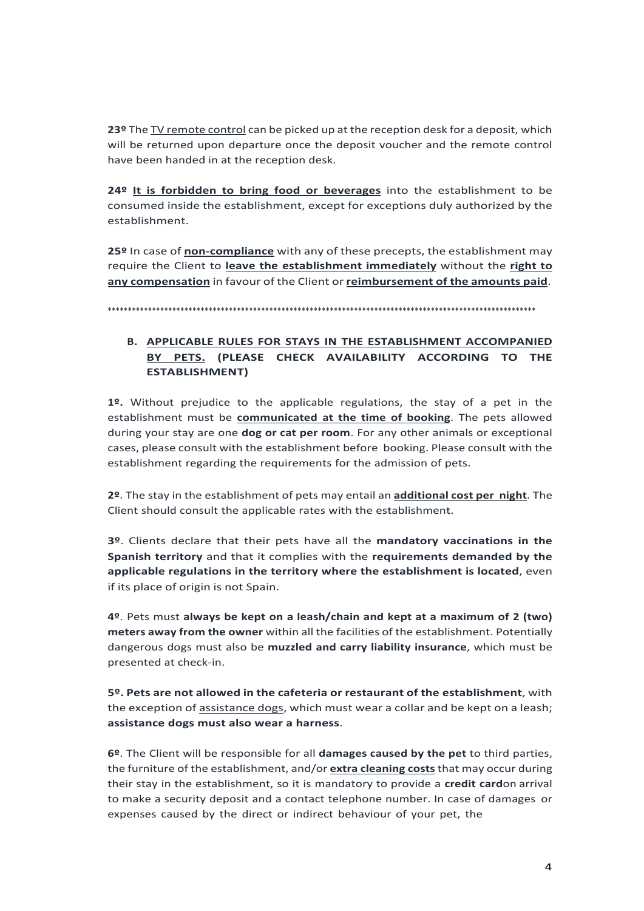**23º** The TV remote control can be picked up at the reception desk for a deposit, which will be returned upon departure once the deposit voucher and the remote control have been handed in at the reception desk.

**24º** **It is forbidden to bring food or beverages** into the establishment to be consumed inside the establishment, except for exceptions duly authorized by the establishment.

**25º** In case of **non-compliance** with any of these precepts, the establishment may require the Client to **leave the establishment immediately** without the **right to any compensation** in favour of the Client or **reimbursement of the amounts paid**.

\*\*\*\*\*\*\*\*\*\*\*\*\*\*\*\*\*\*\*\*\*\*\*\*\*\*\*\*\*\*\*\*\*\*\*\*\*\*\*\*\*\*\*\*\*\*\*\*\*\*\*\*\*\*\*\*\*\*\*\*\*\*\*\*\*\*\*\*\*\*\*\*\*\*\*\*\*\*\*\*\*\*\*\*\*\*\*\*\*\*\*\*\*\*\*\*\*\*\*\*

## B. APPLICABLE RULES FOR STAYS IN THE ESTABLISHMENT ACCOMPANIED BY PETS. (PLEASE CHECK AVAILABILITY ACCORDING TO THE ESTABLISHMENT)

**1º.** Without prejudice to the applicable regulations, the stay of a pet in the establishment must be **communicated at the time of booking**. The pets allowed during your stay are one **dog or cat per room**. For any other animals or exceptional cases, please consult with the establishment before booking. Please consult with the establishment regarding the requirements for the admission of pets.

**2º**. The stay in the establishment of pets may entail an **additional cost per night**. The Client should consult the applicable rates with the establishment.

**3º**. Clients declare that their pets have all the **mandatory vaccinations in the Spanish territory** and that it complies with the **requirements demanded by the applicable regulations in the territory where the establishment is located**, even if its place of origin is not Spain.

**4º**. Pets must **always be kept on a leash/chain and kept at a maximum of 2 (two) meters away from the owner** within all the facilities of the establishment. Potentially dangerous dogs must also be **muzzled and carry liability insurance**, which must be presented at check-in.

**5º. Pets are not allowed in the cafeteria or restaurant of the establishment**, with the exception of assistance dogs, which must wear a collar and be kept on a leash; **assistance dogs must also wear a harness**.

**6º**. The Client will be responsible for all **damages caused by the pet** to third parties, the furniture of the establishment, and/or **extra cleaning costs** that may occur during their stay in the establishment, so it is mandatory to provide a **credit card** on arrival to make a security deposit and a contact telephone number. In case of damages or expenses caused by the direct or indirect behaviour of your pet, the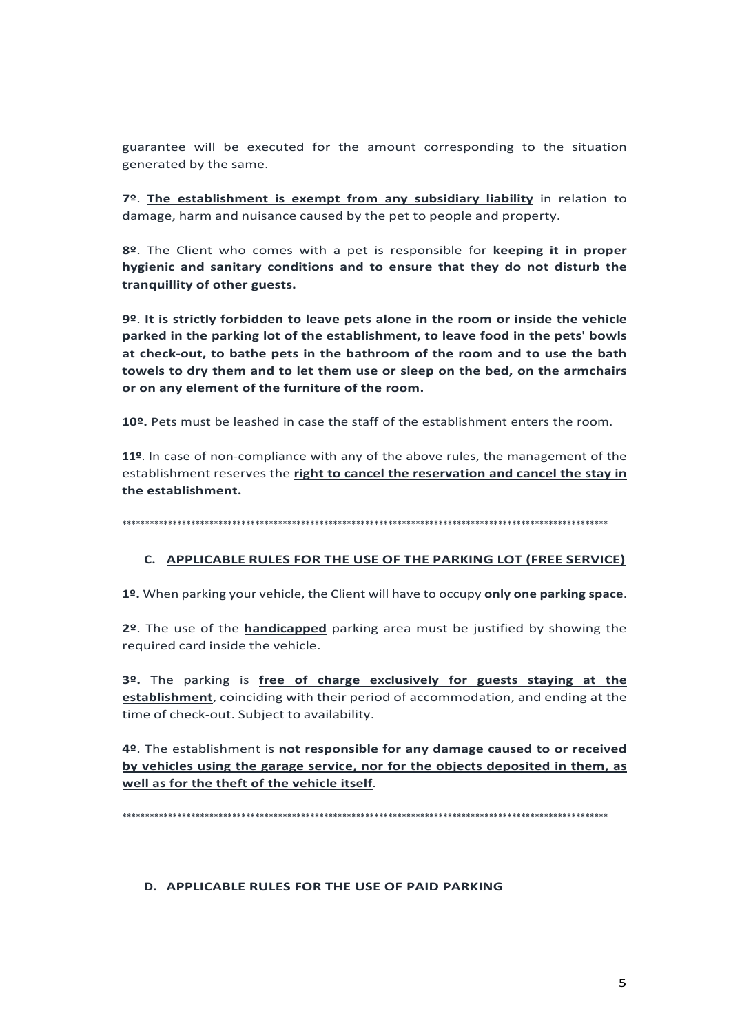guarantee will be executed for the amount corresponding to the situation generated by the same.

**7º**. **<u>The establishment is exempt from any subsidiary liability</u>** in relation to damage, harm and nuisance caused by the pet to people and property.

**8º**. The Client who comes with a pet is responsible for **keeping it in proper hygienic and sanitary conditions and to ensure that they do not disturb the tranquillity of other guests.**

**9º**. **It is strictly forbidden to leave pets alone in the room or inside the vehicle parked in the parking lot of the establishment, to leave food in the pets' bowls at check-out, to bathe pets in the bathroom of the room and to use the bath towels to dry them and to let them use or sleep on the bed, on the armchairs or on any element of the furniture of the room.**

**10º.** <u>Pets must be leashed in case the staff of the establishment enters the room.</u>

**11º**. In case of non-compliance with any of the above rules, the management of the establishment reserves the **<u>right to cancel the reservation and cancel the stay in the establishment.</u>**

****************************************************************************************************************

## C. <u>APPLICABLE RULES FOR THE USE OF THE PARKING LOT (FREE SERVICE)</u>

**1º.** When parking your vehicle, the Client will have to occupy **only one parking space**.

**2º**. The use of the **<u>handicapped</u>** parking area must be justified by showing the required card inside the vehicle.

**3º.** The parking is **<u>free of charge exclusively for guests staying at the establishment</u>**, coinciding with their period of accommodation, and ending at the time of check-out. Subject to availability.

**4º**. The establishment is **<u>not responsible for any damage caused to or received by vehicles using the garage service, nor for the objects deposited in them, as well as for the theft of the vehicle itself</u>**.

****************************************************************************************************************

## D. <u>APPLICABLE RULES FOR THE USE OF PAID PARKING</u>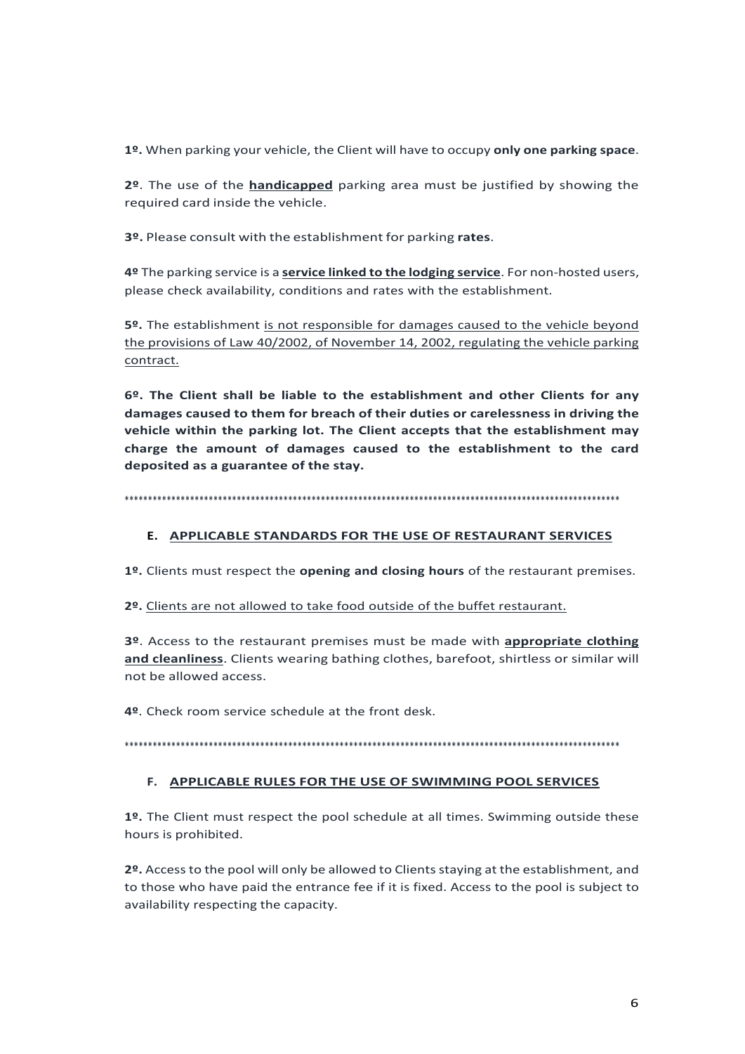**1º.** When parking your vehicle, the Client will have to occupy **only one parking space**.

**2º**. The use of the **handicapped** parking area must be justified by showing the required card inside the vehicle.

**3º.** Please consult with the establishment for parking **rates**.

**4º** The parking service is a **service linked to the lodging service**. For non-hosted users, please check availability, conditions and rates with the establishment.

**5º.** The establishment is not responsible for damages caused to the vehicle beyond the provisions of Law 40/2002, of November 14, 2002, regulating the vehicle parking contract.

**6º. The Client shall be liable to the establishment and other Clients for any damages caused to them for breach of their duties or carelessness in driving the vehicle within the parking lot. The Client accepts that the establishment may charge the amount of damages caused to the establishment to the card deposited as a guarantee of the stay.**

****************************************************************************************************

## E. APPLICABLE STANDARDS FOR THE USE OF RESTAURANT SERVICES

**1º.** Clients must respect the **opening and closing hours** of the restaurant premises.

**2º.** Clients are not allowed to take food outside of the buffet restaurant.

**3º**. Access to the restaurant premises must be made with **appropriate clothing and cleanliness**. Clients wearing bathing clothes, barefoot, shirtless or similar will not be allowed access.

**4º**. Check room service schedule at the front desk.

****************************************************************************************************

## F. APPLICABLE RULES FOR THE USE OF SWIMMING POOL SERVICES

**1º.** The Client must respect the pool schedule at all times. Swimming outside these hours is prohibited.

**2º.** Access to the pool will only be allowed to Clients staying at the establishment, and to those who have paid the entrance fee if it is fixed. Access to the pool is subject to availability respecting the capacity.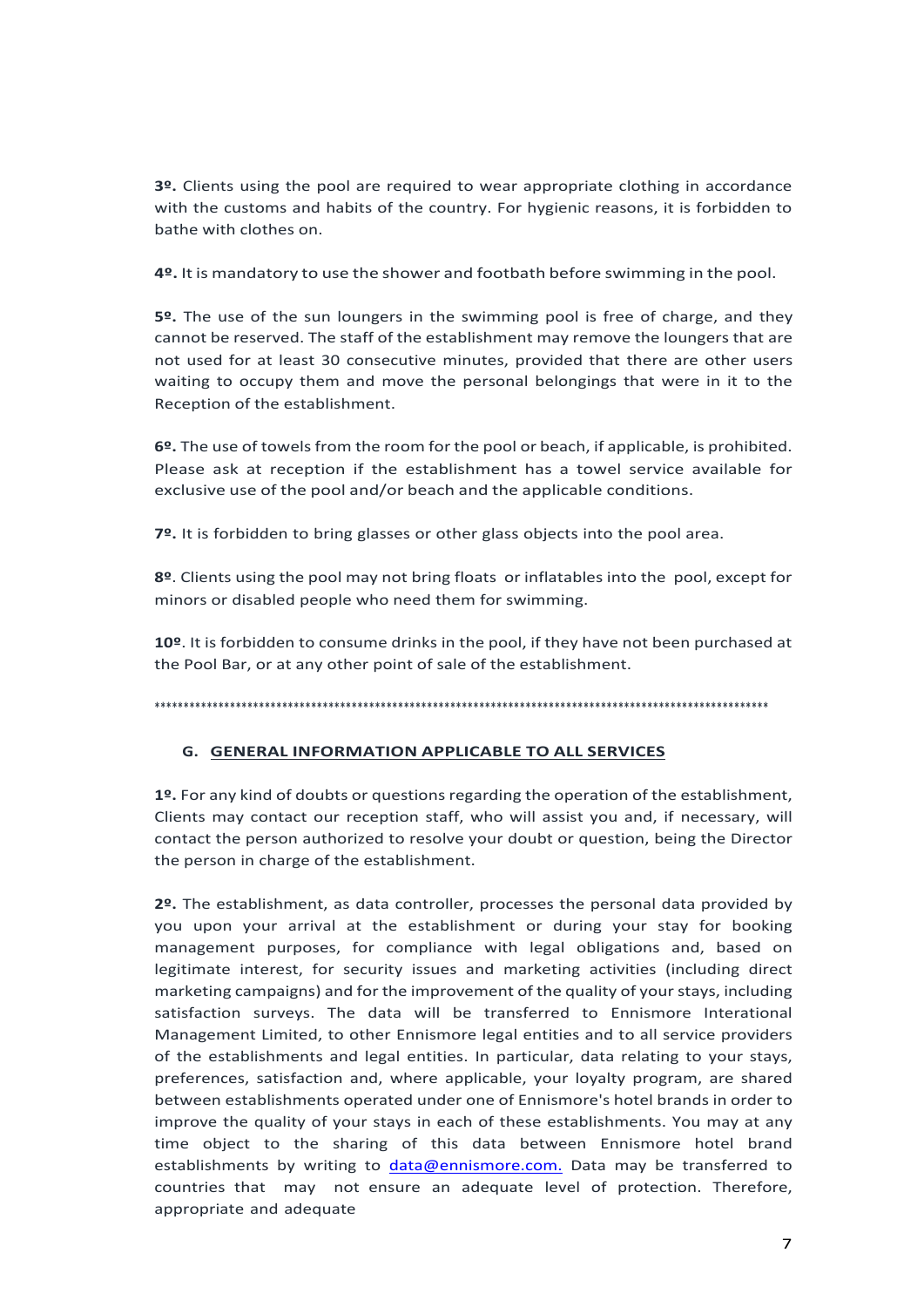**3º.** Clients using the pool are required to wear appropriate clothing in accordance with the customs and habits of the country. For hygienic reasons, it is forbidden to bathe with clothes on.

**4º.** It is mandatory to use the shower and footbath before swimming in the pool.

**5º.** The use of the sun loungers in the swimming pool is free of charge, and they cannot be reserved. The staff of the establishment may remove the loungers that are not used for at least 30 consecutive minutes, provided that there are other users waiting to occupy them and move the personal belongings that were in it to the Reception of the establishment.

**6º.** The use of towels from the room for the pool or beach, if applicable, is prohibited. Please ask at reception if the establishment has a towel service available for exclusive use of the pool and/or beach and the applicable conditions.

**7º.** It is forbidden to bring glasses or other glass objects into the pool area.

**8º**. Clients using the pool may not bring floats or inflatables into the pool, except for minors or disabled people who need them for swimming.

**10º**. It is forbidden to consume drinks in the pool, if they have not been purchased at the Pool Bar, or at any other point of sale of the establishment.

*******************************************************************************************************************

## G. GENERAL INFORMATION APPLICABLE TO ALL SERVICES

**1º.** For any kind of doubts or questions regarding the operation of the establishment, Clients may contact our reception staff, who will assist you and, if necessary, will contact the person authorized to resolve your doubt or question, being the Director the person in charge of the establishment.

**2º.** The establishment, as data controller, processes the personal data provided by you upon your arrival at the establishment or during your stay for booking management purposes, for compliance with legal obligations and, based on legitimate interest, for security issues and marketing activities (including direct marketing campaigns) and for the improvement of the quality of your stays, including satisfaction surveys. The data will be transferred to Ennismore International Management Limited, to other Ennismore legal entities and to all service providers of the establishments and legal entities. In particular, data relating to your stays, preferences, satisfaction and, where applicable, your loyalty program, are shared between establishments operated under one of Ennismore's hotel brands in order to improve the quality of your stays in each of these establishments. You may at any time object to the sharing of this data between Ennismore hotel brand establishments by writing to data@ennismore.com. Data may be transferred to countries that may not ensure an adequate level of protection. Therefore, appropriate and adequate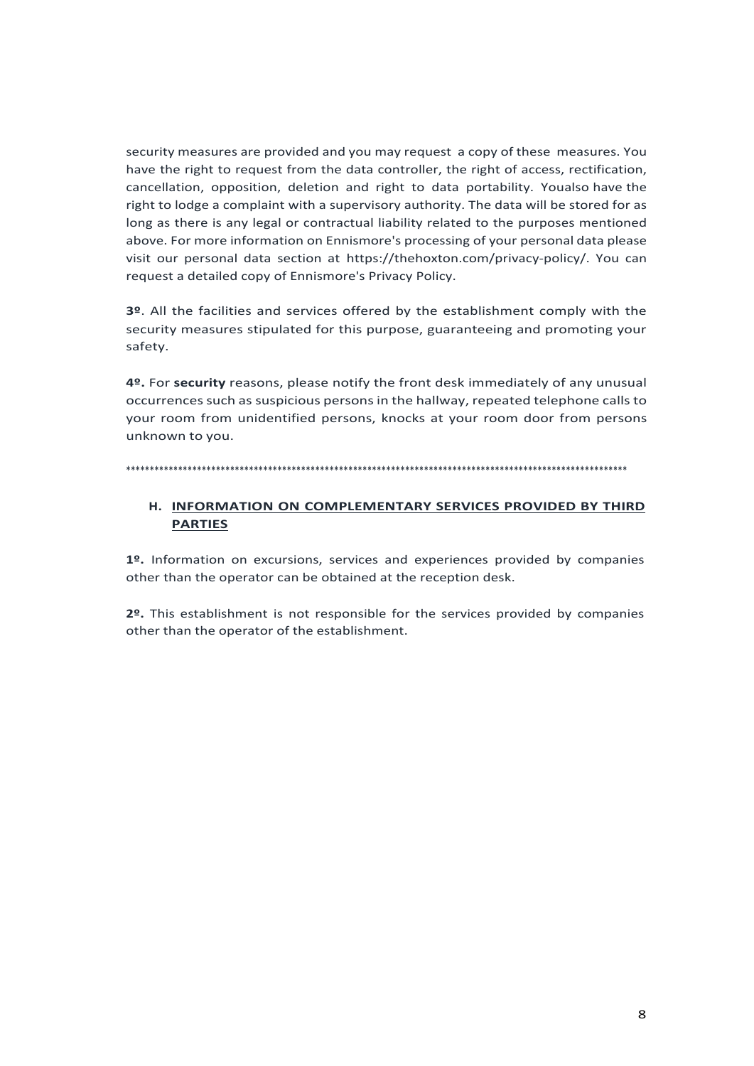security measures are provided and you may request a copy of these measures. You have the right to request from the data controller, the right of access, rectification, cancellation, opposition, deletion and right to data portability. Youalso have the right to lodge a complaint with a supervisory authority. The data will be stored for as long as there is any legal or contractual liability related to the purposes mentioned above. For more information on Ennismore's processing of your personal data please visit our personal data section at https://thehoxton.com/privacy-policy/. You can request a detailed copy of Ennismore's Privacy Policy.

**3º**. All the facilities and services offered by the establishment comply with the security measures stipulated for this purpose, guaranteeing and promoting your safety.

**4º.** For **security** reasons, please notify the front desk immediately of any unusual occurrences such as suspicious persons in the hallway, repeated telephone calls to your room from unidentified persons, knocks at your room door from persons unknown to you.

************************************************************************************************************

## H. INFORMATION ON COMPLEMENTARY SERVICES PROVIDED BY THIRD PARTIES

**1º.** Information on excursions, services and experiences provided by companies other than the operator can be obtained at the reception desk.

**2º.** This establishment is not responsible for the services provided by companies other than the operator of the establishment.